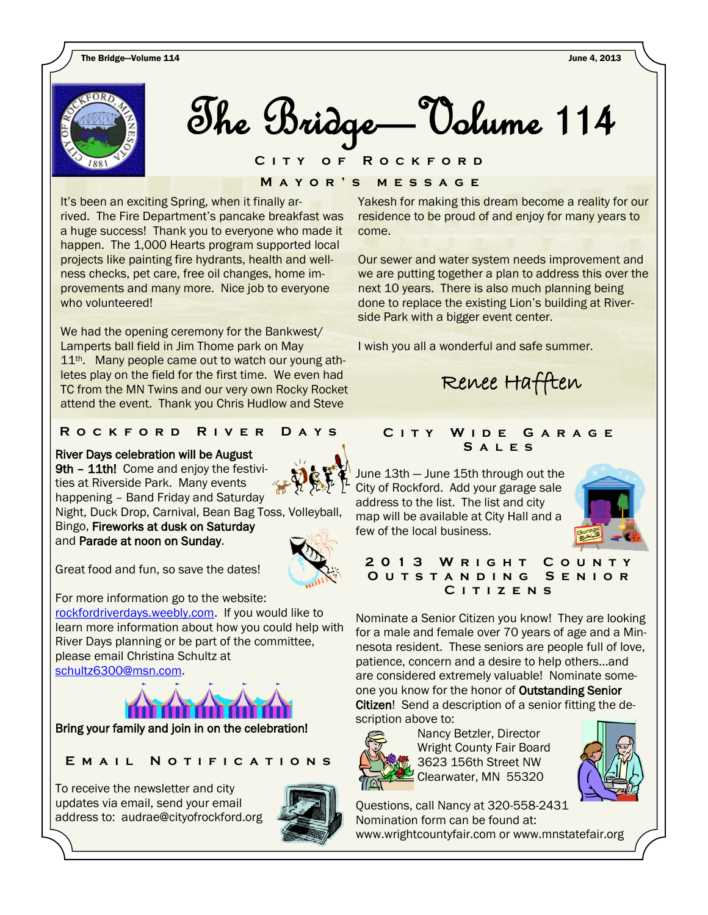# The Bridge—Volume 114

## City of Rockford

### Mayor's Message

It's been an exciting Spring, when it finally arrived. The Fire Department's pancake breakfast was a huge success! Thank you to everyone who made it happen. The 1,000 Hearts program supported local projects like painting fire hydrants, health and wellness checks, pet care, free oil changes, home improvements and many more. Nice job to everyone who volunteered!

We had the opening ceremony for the Bankwest/Lamperts ball field in Jim Thome park on May 11th. Many people came out to watch our young athletes play on the field for the first time. We even had TC from the MN Twins and our very own Rocky Rocket attend the event. Thank you Chris Hudlow and Steve Yakesh for making this dream become a reality for our residence to be proud of and enjoy for many years to come.

Our sewer and water system needs improvement and we are putting together a plan to address this over the next 10 years. There is also much planning being done to replace the existing Lion's building at Riverside Park with a bigger event center.

I wish you all a wonderful and safe summer.

Renee Hafften

### Rockford River Days

**River Days celebration will be August 9th – 11th!** Come and enjoy the festivities at Riverside Park. Many events happening – Band Friday and Saturday Night, Duck Drop, Carnival, Bean Bag Toss, Volleyball, Bingo, **Fireworks at dusk on Saturday** and **Parade at noon on Sunday**.

Great food and fun, so save the dates!

For more information go to the website: rockfordriverdays.weebly.com. If you would like to learn more information about how you could help with River Days planning or be part of the committee, please email Christina Schultz at schultz6300@msn.com.

**Bring your family and join in on the celebration!**

### Email Notifications

To receive the newsletter and city updates via email, send your email address to: audrae@cityofrockford.org

### City Wide Garage Sales

June 13th — June 15th through out the City of Rockford. Add your garage sale address to the list. The list and city map will be available at City Hall and a few of the local business.

### 2013 Wright County Outstanding Senior Citizens

Nominate a Senior Citizen you know! They are looking for a male and female over 70 years of age and a Minnesota resident. These seniors are people full of love, patience, concern and a desire to help others…and are considered extremely valuable! Nominate someone you know for the honor of **Outstanding Senior Citizen**! Send a description of a senior fitting the description above to:

Nancy Betzler, Director
Wright County Fair Board
3623 156th Street NW
Clearwater, MN 55320

Questions, call Nancy at 320-558-2431
Nomination form can be found at:
www.wrightcountyfair.com or www.mnstatefair.org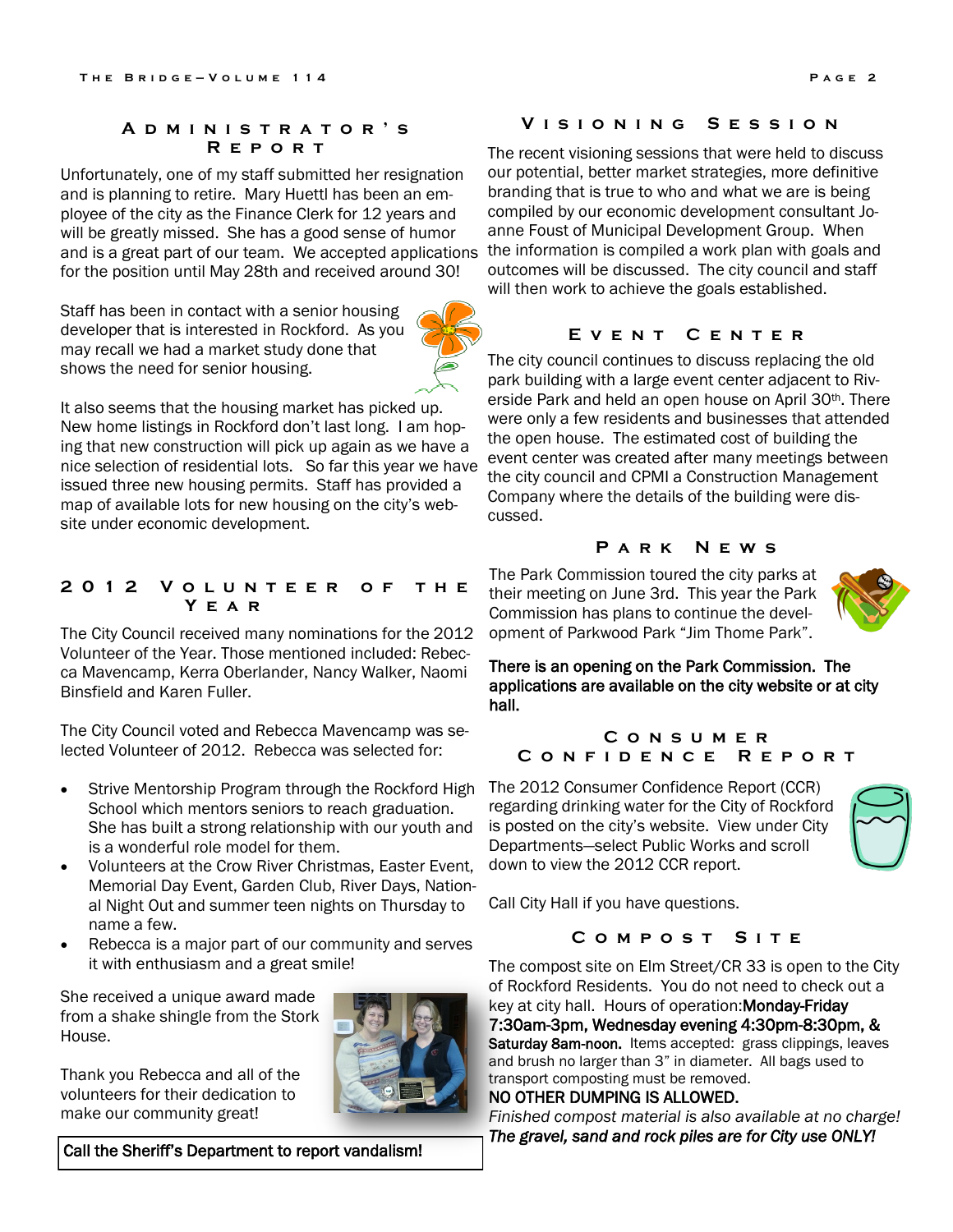## Administrator's Report

Unfortunately, one of my staff submitted her resignation and is planning to retire. Mary Huettl has been an employee of the city as the Finance Clerk for 12 years and will be greatly missed. She has a good sense of humor and is a great part of our team. We accepted applications for the position until May 28th and received around 30!

Staff has been in contact with a senior housing developer that is interested in Rockford. As you may recall we had a market study done that shows the need for senior housing.

It also seems that the housing market has picked up. New home listings in Rockford don't last long. I am hoping that new construction will pick up again as we have a nice selection of residential lots. So far this year we have issued three new housing permits. Staff has provided a map of available lots for new housing on the city's website under economic development.

## 2012 Volunteer of the Year

The City Council received many nominations for the 2012 Volunteer of the Year. Those mentioned included: Rebecca Mavencamp, Kerra Oberlander, Nancy Walker, Naomi Binsfield and Karen Fuller.

The City Council voted and Rebecca Mavencamp was selected Volunteer of 2012. Rebecca was selected for:

- Strive Mentorship Program through the Rockford High School which mentors seniors to reach graduation. She has built a strong relationship with our youth and is a wonderful role model for them.
- Volunteers at the Crow River Christmas, Easter Event, Memorial Day Event, Garden Club, River Days, National Night Out and summer teen nights on Thursday to name a few.
- Rebecca is a major part of our community and serves it with enthusiasm and a great smile!

She received a unique award made from a shake shingle from the Stork House.

Thank you Rebecca and all of the volunteers for their dedication to make our community great!

**Call the Sheriff's Department to report vandalism!**

## Visioning Session

The recent visioning sessions that were held to discuss our potential, better market strategies, more definitive branding that is true to who and what we are is being compiled by our economic development consultant Joanne Foust of Municipal Development Group. When the information is compiled a work plan with goals and outcomes will be discussed. The city council and staff will then work to achieve the goals established.

## Event Center

The city council continues to discuss replacing the old park building with a large event center adjacent to Riverside Park and held an open house on April 30th. There were only a few residents and businesses that attended the open house. The estimated cost of building the event center was created after many meetings between the city council and CPMI a Construction Management Company where the details of the building were discussed.

## Park News

The Park Commission toured the city parks at their meeting on June 3rd. This year the Park Commission has plans to continue the development of Parkwood Park "Jim Thome Park".

**There is an opening on the Park Commission. The applications are available on the city website or at city hall.**

## Consumer Confidence Report

The 2012 Consumer Confidence Report (CCR) regarding drinking water for the City of Rockford is posted on the city's website. View under City Departments—select Public Works and scroll down to view the 2012 CCR report.

Call City Hall if you have questions.

## Compost Site

The compost site on Elm Street/CR 33 is open to the City of Rockford Residents. You do not need to check out a key at city hall. Hours of operation: **Monday-Friday 7:30am-3pm, Wednesday evening 4:30pm-8:30pm, & Saturday 8am-noon.** Items accepted: grass clippings, leaves and brush no larger than 3" in diameter. All bags used to transport composting must be removed.

NO OTHER DUMPING IS ALLOWED.

*Finished compost material is also available at no charge!*

***The gravel, sand and rock piles are for City use ONLY!***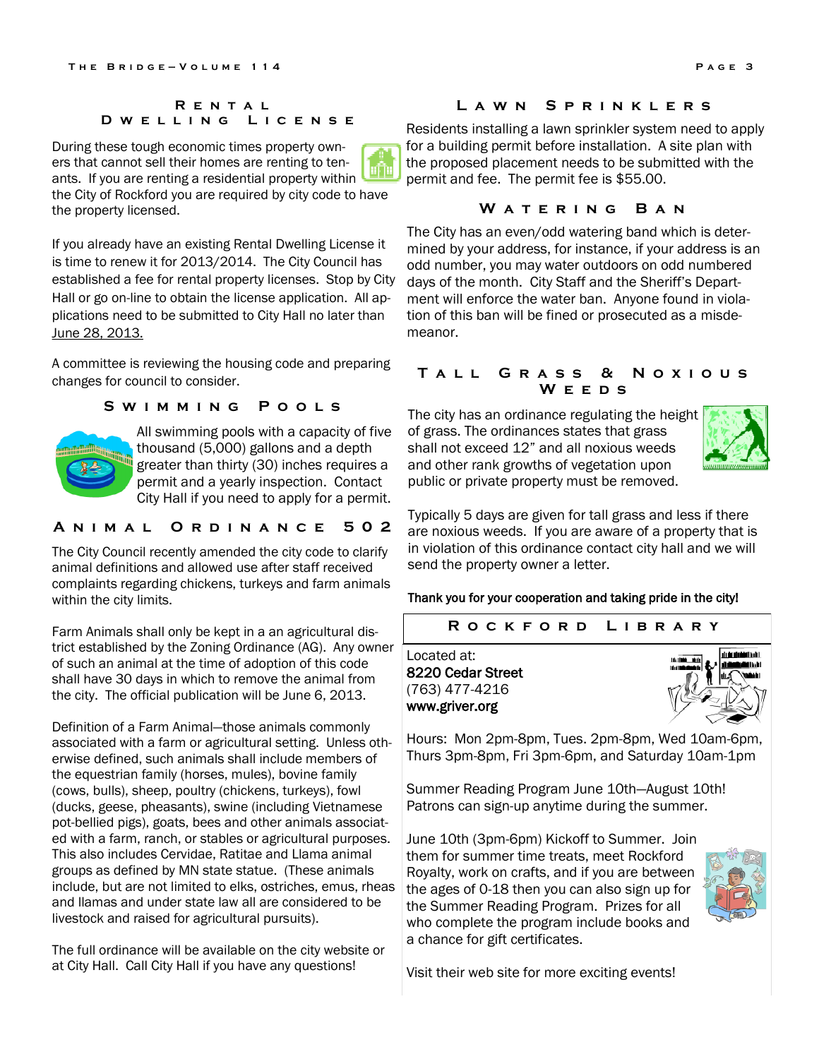## Rental Dwelling License

During these tough economic times property owners that cannot sell their homes are renting to tenants. If you are renting a residential property within the City of Rockford you are required by city code to have the property licensed.

If you already have an existing Rental Dwelling License it is time to renew it for 2013/2014. The City Council has established a fee for rental property licenses. Stop by City Hall or go on-line to obtain the license application. All applications need to be submitted to City Hall no later than June 28, 2013.

A committee is reviewing the housing code and preparing changes for council to consider.

## Swimming Pools

All swimming pools with a capacity of five thousand (5,000) gallons and a depth greater than thirty (30) inches requires a permit and a yearly inspection. Contact City Hall if you need to apply for a permit.

## Animal Ordinance 502

The City Council recently amended the city code to clarify animal definitions and allowed use after staff received complaints regarding chickens, turkeys and farm animals within the city limits.

Farm Animals shall only be kept in a an agricultural district established by the Zoning Ordinance (AG). Any owner of such an animal at the time of adoption of this code shall have 30 days in which to remove the animal from the city. The official publication will be June 6, 2013.

Definition of a Farm Animal—those animals commonly associated with a farm or agricultural setting. Unless otherwise defined, such animals shall include members of the equestrian family (horses, mules), bovine family (cows, bulls), sheep, poultry (chickens, turkeys), fowl (ducks, geese, pheasants), swine (including Vietnamese pot-bellied pigs), goats, bees and other animals associated with a farm, ranch, or stables or agricultural purposes. This also includes Cervidae, Ratitae and Llama animal groups as defined by MN state statue. (These animals include, but are not limited to elks, ostriches, emus, rheas and llamas and under state law all are considered to be livestock and raised for agricultural pursuits).

The full ordinance will be available on the city website or at City Hall. Call City Hall if you have any questions!

## Lawn Sprinklers

Residents installing a lawn sprinkler system need to apply for a building permit before installation. A site plan with the proposed placement needs to be submitted with the permit and fee. The permit fee is $55.00.

## Watering Ban

The City has an even/odd watering band which is determined by your address, for instance, if your address is an odd number, you may water outdoors on odd numbered days of the month. City Staff and the Sheriff's Department will enforce the water ban. Anyone found in violation of this ban will be fined or prosecuted as a misdemeanor.

## Tall Grass & Noxious Weeds

The city has an ordinance regulating the height of grass. The ordinances states that grass shall not exceed 12" and all noxious weeds and other rank growths of vegetation upon public or private property must be removed.

Typically 5 days are given for tall grass and less if there are noxious weeds. If you are aware of a property that is in violation of this ordinance contact city hall and we will send the property owner a letter.

**Thank you for your cooperation and taking pride in the city!**

## Rockford Library

Located at:
**8220 Cedar Street**
(763) 477-4216
**www.griver.org**

Hours: Mon 2pm-8pm, Tues. 2pm-8pm, Wed 10am-6pm, Thurs 3pm-8pm, Fri 3pm-6pm, and Saturday 10am-1pm

Summer Reading Program June 10th—August 10th! Patrons can sign-up anytime during the summer.

June 10th (3pm-6pm) Kickoff to Summer. Join them for summer time treats, meet Rockford Royalty, work on crafts, and if you are between the ages of 0-18 then you can also sign up for the Summer Reading Program. Prizes for all who complete the program include books and a chance for gift certificates.

Visit their web site for more exciting events!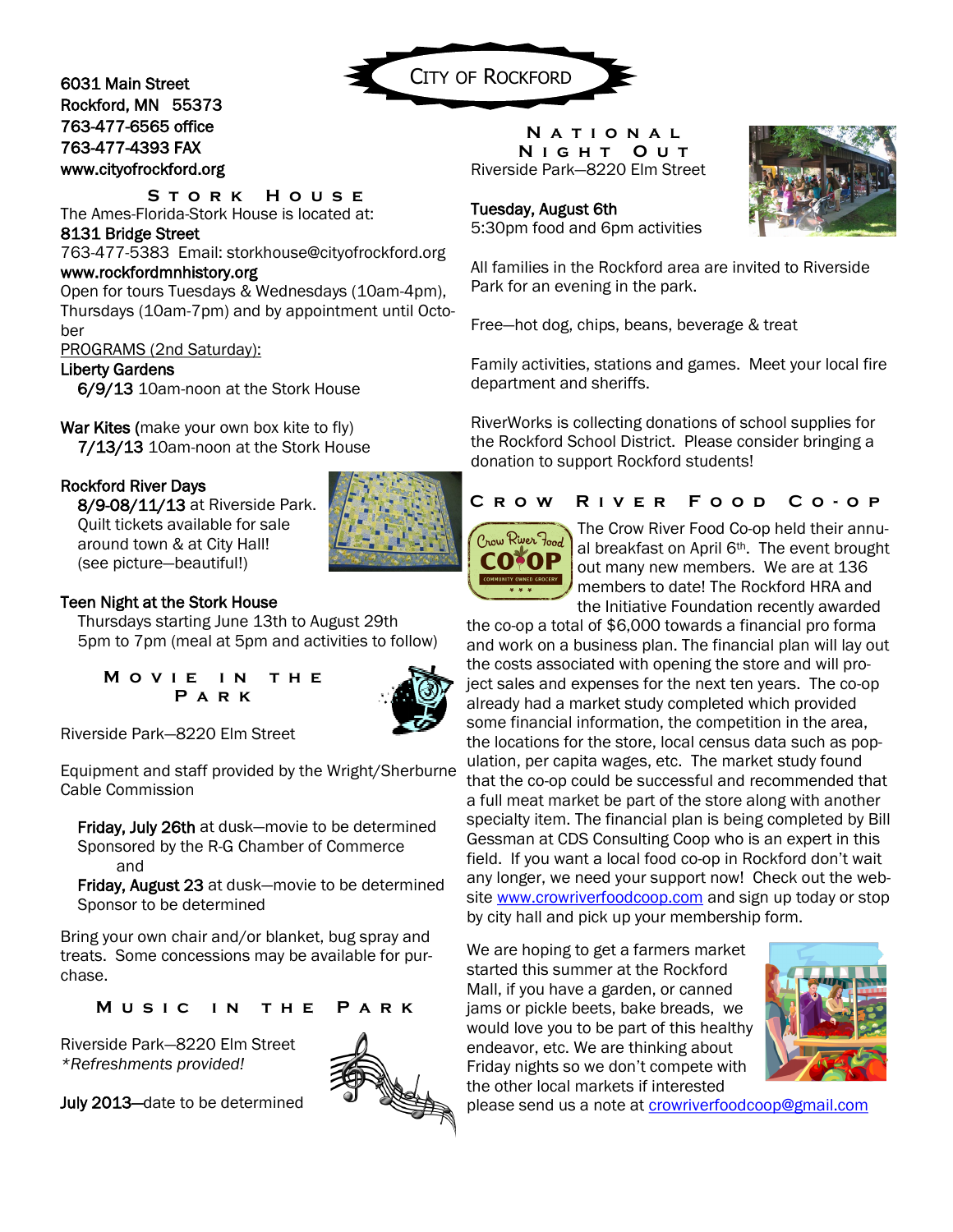6031 Main Street
Rockford, MN 55373
763-477-6565 office
763-477-4393 FAX
www.cityofrockford.org

# City of Rockford

## Stork House

The Ames-Florida-Stork House is located at:
**8131 Bridge Street**
763-477-5383 Email: storkhouse@cityofrockford.org
**www.rockfordmnhistory.org**
Open for tours Tuesdays & Wednesdays (10am-4pm), Thursdays (10am-7pm) and by appointment until October

PROGRAMS (2nd Saturday):

**Liberty Gardens**
**6/9/13** 10am-noon at the Stork House

**War Kites** (make your own box kite to fly)
**7/13/13** 10am-noon at the Stork House

**Rockford River Days**
**8/9-08/11/13** at Riverside Park. Quilt tickets available for sale around town & at City Hall! (see picture—beautiful!)

**Teen Night at the Stork House**
Thursdays starting June 13th to August 29th
5pm to 7pm (meal at 5pm and activities to follow)

## Movie in the Park

Riverside Park—8220 Elm Street

Equipment and staff provided by the Wright/Sherburne Cable Commission

**Friday, July 26th** at dusk—movie to be determined
Sponsored by the R-G Chamber of Commerce
and
**Friday, August 23** at dusk—movie to be determined
Sponsor to be determined

Bring your own chair and/or blanket, bug spray and treats. Some concessions may be available for purchase.

## Music in the Park

Riverside Park—8220 Elm Street
*Refreshments provided!*

**July 2013**—date to be determined

## National Night Out

Riverside Park—8220 Elm Street

**Tuesday, August 6th**
5:30pm food and 6pm activities

All families in the Rockford area are invited to Riverside Park for an evening in the park.

Free—hot dog, chips, beans, beverage & treat

Family activities, stations and games. Meet your local fire department and sheriffs.

RiverWorks is collecting donations of school supplies for the Rockford School District. Please consider bringing a donation to support Rockford students!

## Crow River Food Co-op

The Crow River Food Co-op held their annual breakfast on April 6th. The event brought out many new members. We are at 136 members to date! The Rockford HRA and the Initiative Foundation recently awarded the co-op a total of $6,000 towards a financial pro forma and work on a business plan. The financial plan will lay out the costs associated with opening the store and will project sales and expenses for the next ten years. The co-op already had a market study completed which provided some financial information, the competition in the area, the locations for the store, local census data such as population, per capita wages, etc. The market study found that the co-op could be successful and recommended that a full meat market be part of the store along with another specialty item. The financial plan is being completed by Bill Gessman at CDS Consulting Coop who is an expert in this field. If you want a local food co-op in Rockford don't wait any longer, we need your support now! Check out the website www.crowriverfoodcoop.com and sign up today or stop by city hall and pick up your membership form.

We are hoping to get a farmers market started this summer at the Rockford Mall, if you have a garden, or canned jams or pickle beets, bake breads, we would love you to be part of this healthy endeavor, etc. We are thinking about Friday nights so we don't compete with the other local markets if interested please send us a note at crowriverfoodcoop@gmail.com